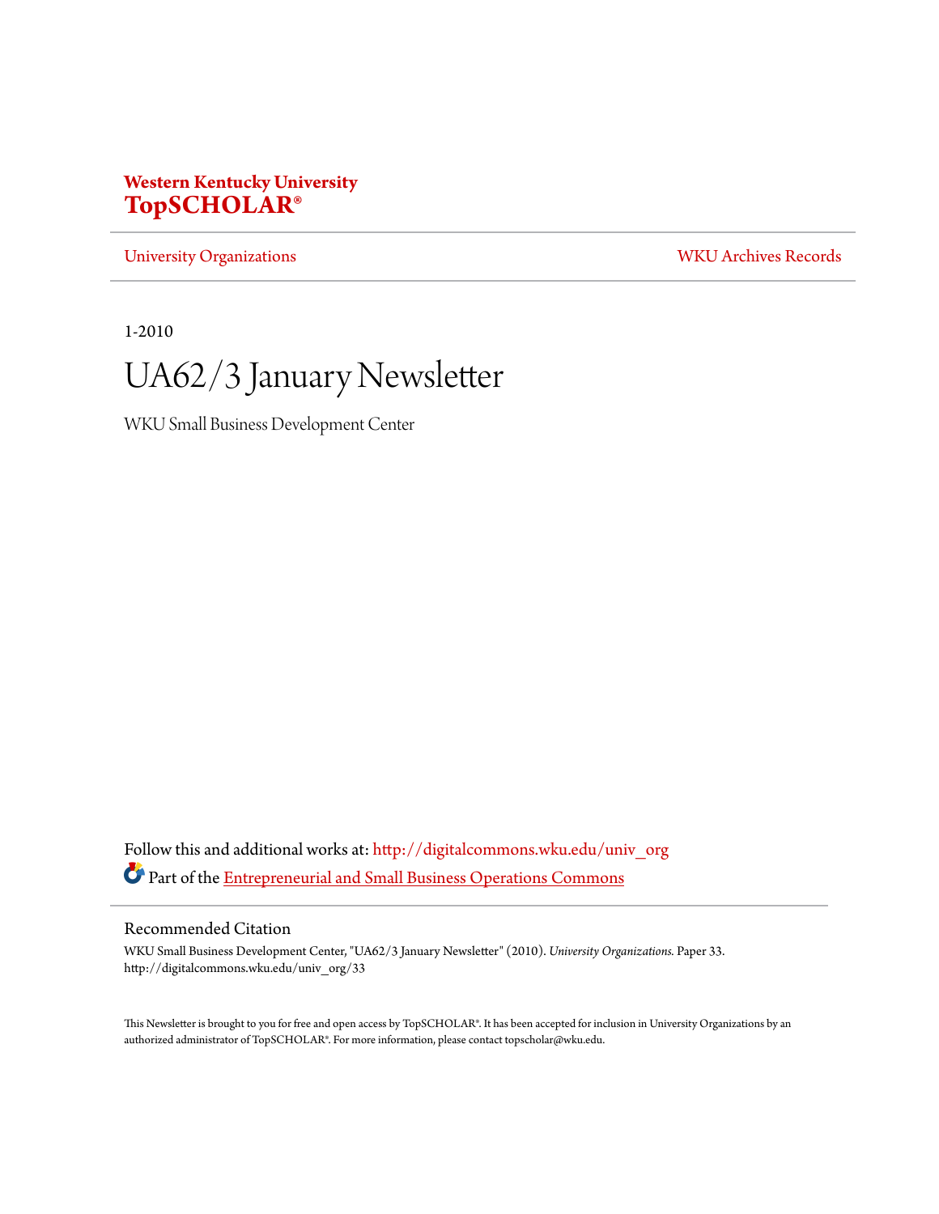**Western Kentucky University**
**TopSCHOLAR®**

University Organizations | WKU Archives Records

1-2010

# UA62/3 January Newsletter

WKU Small Business Development Center

Follow this and additional works at: http://digitalcommons.wku.edu/univ_org

Part of the Entrepreneurial and Small Business Operations Commons

## Recommended Citation

WKU Small Business Development Center, "UA62/3 January Newsletter" (2010). *University Organizations.* Paper 33.
http://digitalcommons.wku.edu/univ_org/33

This Newsletter is brought to you for free and open access by TopSCHOLAR®. It has been accepted for inclusion in University Organizations by an authorized administrator of TopSCHOLAR®. For more information, please contact topscholar@wku.edu.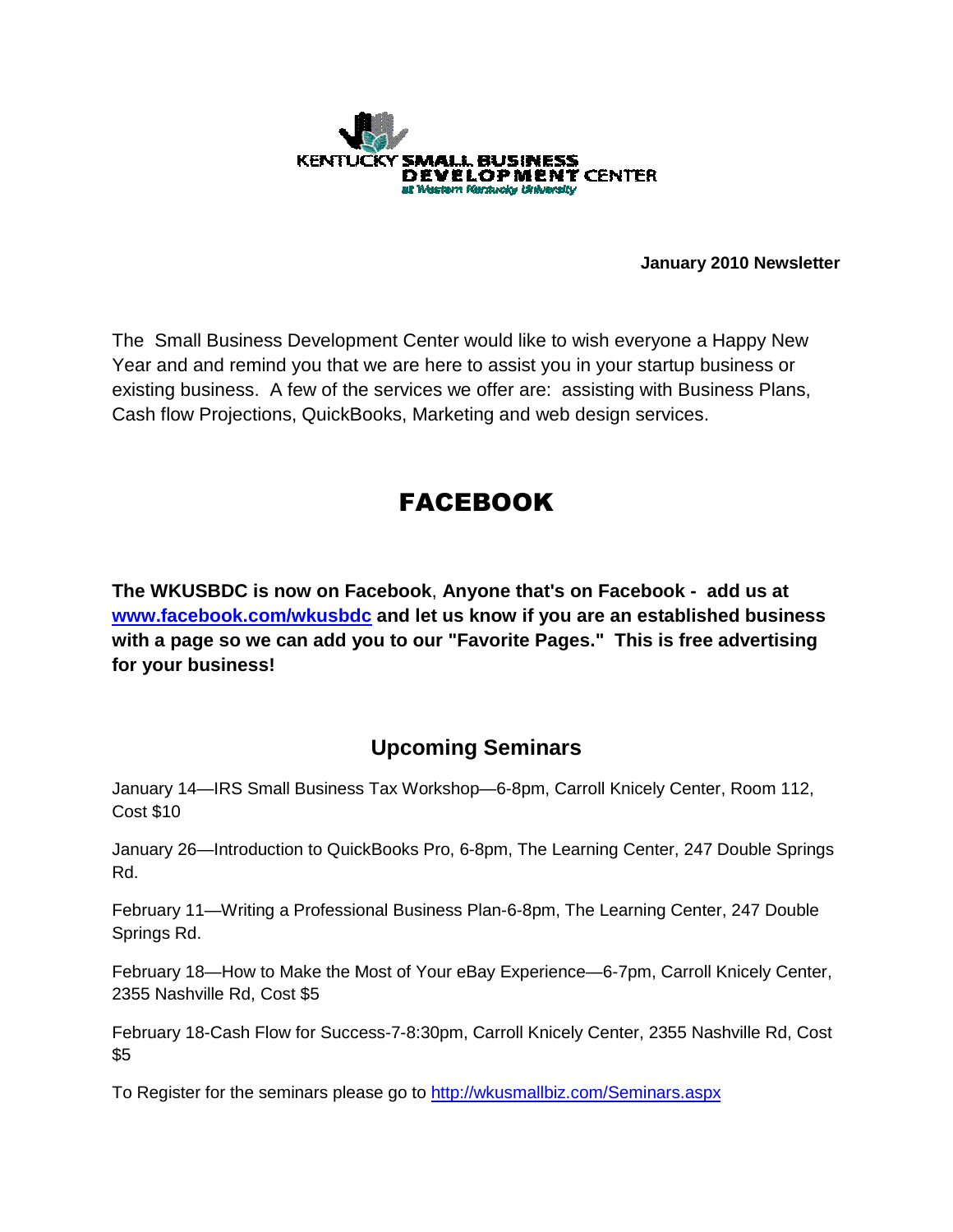KENTUCKY SMALL BUSINESS DEVELOPMENT CENTER
at Western Kentucky University

**January 2010 Newsletter**

The Small Business Development Center would like to wish everyone a Happy New Year and and remind you that we are here to assist you in your startup business or existing business. A few of the services we offer are: assisting with Business Plans, Cash flow Projections, QuickBooks, Marketing and web design services.

# FACEBOOK

**The WKUSBDC is now on Facebook, Anyone that's on Facebook - add us at [www.facebook.com/wkusbdc](http://www.facebook.com/wkusbdc) and let us know if you are an established business with a page so we can add you to our "Favorite Pages." This is free advertising for your business!**

## Upcoming Seminars

January 14—IRS Small Business Tax Workshop—6-8pm, Carroll Knicely Center, Room 112, Cost $10

January 26—Introduction to QuickBooks Pro, 6-8pm, The Learning Center, 247 Double Springs Rd.

February 11—Writing a Professional Business Plan-6-8pm, The Learning Center, 247 Double Springs Rd.

February 18—How to Make the Most of Your eBay Experience—6-7pm, Carroll Knicely Center, 2355 Nashville Rd, Cost $5

February 18-Cash Flow for Success-7-8:30pm, Carroll Knicely Center, 2355 Nashville Rd, Cost $5

To Register for the seminars please go to [http://wkusmallbiz.com/Seminars.aspx](http://wkusmallbiz.com/Seminars.aspx)